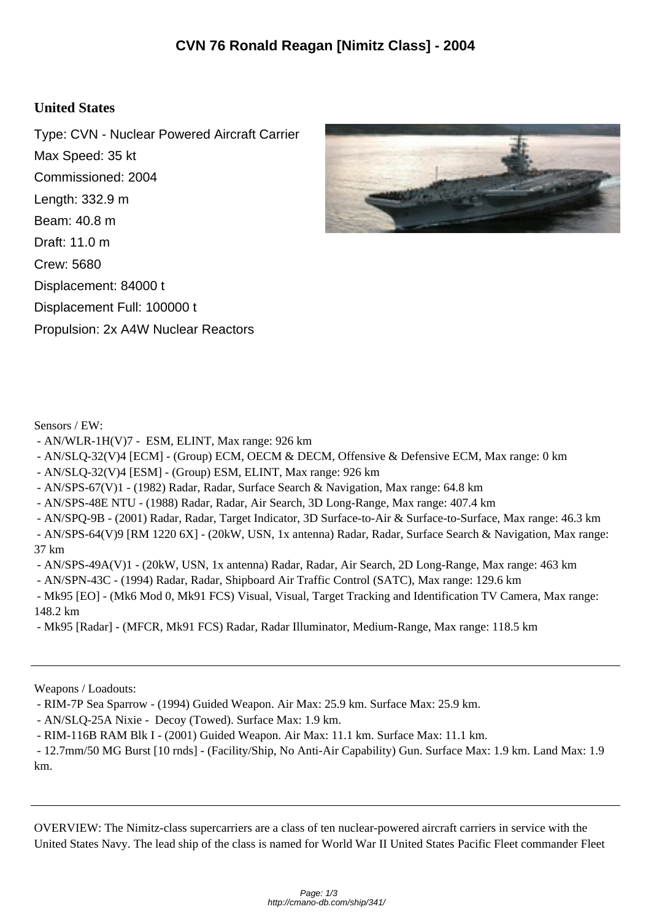# CVN 76 Ronald Reagan [Nimitz Class] - 2004

## United States

Type: CVN - Nuclear Powered Aircraft Carrier
Max Speed: 35 kt
Commissioned: 2004
Length: 332.9 m
Beam: 40.8 m
Draft: 11.0 m
Crew: 5680
Displacement: 84000 t
Displacement Full: 100000 t
Propulsion: 2x A4W Nuclear Reactors

Sensors / EW:

- AN/WLR-1H(V)7 - ESM, ELINT, Max range: 926 km
- AN/SLQ-32(V)4 [ECM] - (Group) ECM, OECM & DECM, Offensive & Defensive ECM, Max range: 0 km
- AN/SLQ-32(V)4 [ESM] - (Group) ESM, ELINT, Max range: 926 km
- AN/SPS-67(V)1 - (1982) Radar, Radar, Surface Search & Navigation, Max range: 64.8 km
- AN/SPS-48E NTU - (1988) Radar, Radar, Air Search, 3D Long-Range, Max range: 407.4 km
- AN/SPQ-9B - (2001) Radar, Radar, Target Indicator, 3D Surface-to-Air & Surface-to-Surface, Max range: 46.3 km
- AN/SPS-64(V)9 [RM 1220 6X] - (20kW, USN, 1x antenna) Radar, Radar, Surface Search & Navigation, Max range: 37 km
- AN/SPS-49A(V)1 - (20kW, USN, 1x antenna) Radar, Radar, Air Search, 2D Long-Range, Max range: 463 km
- AN/SPN-43C - (1994) Radar, Radar, Shipboard Air Traffic Control (SATC), Max range: 129.6 km
- Mk95 [EO] - (Mk6 Mod 0, Mk91 FCS) Visual, Visual, Target Tracking and Identification TV Camera, Max range: 148.2 km
- Mk95 [Radar] - (MFCR, Mk91 FCS) Radar, Radar Illuminator, Medium-Range, Max range: 118.5 km

---

Weapons / Loadouts:

- RIM-7P Sea Sparrow - (1994) Guided Weapon. Air Max: 25.9 km. Surface Max: 25.9 km.
- AN/SLQ-25A Nixie - Decoy (Towed). Surface Max: 1.9 km.
- RIM-116B RAM Blk I - (2001) Guided Weapon. Air Max: 11.1 km. Surface Max: 11.1 km.
- 12.7mm/50 MG Burst [10 rnds] - (Facility/Ship, No Anti-Air Capability) Gun. Surface Max: 1.9 km. Land Max: 1.9 km.

---

OVERVIEW: The Nimitz-class supercarriers are a class of ten nuclear-powered aircraft carriers in service with the United States Navy. The lead ship of the class is named for World War II United States Pacific Fleet commander Fleet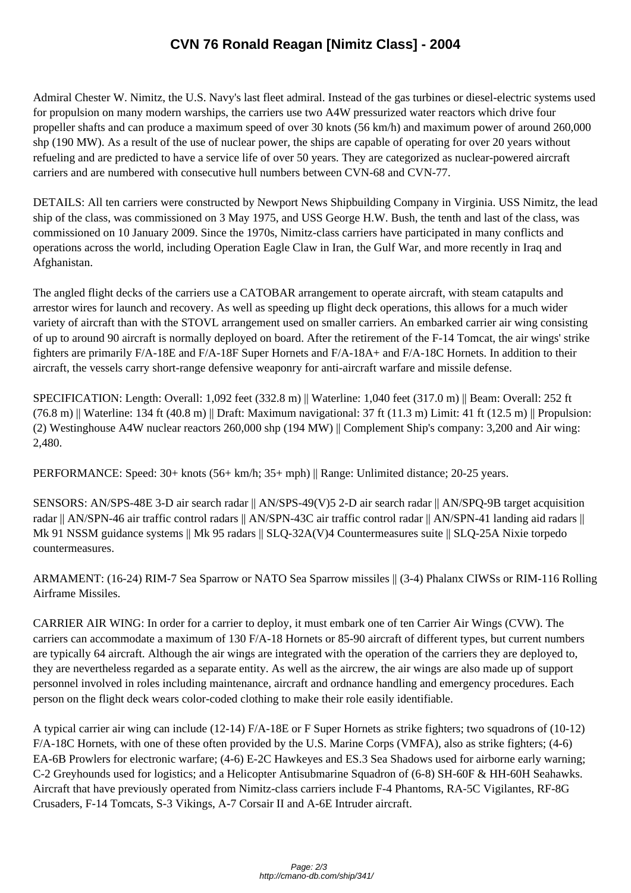# CVN 76 Ronald Reagan [Nimitz Class] - 2004

Admiral Chester W. Nimitz, the U.S. Navy's last fleet admiral. Instead of the gas turbines or diesel-electric systems used for propulsion on many modern warships, the carriers use two A4W pressurized water reactors which drive four propeller shafts and can produce a maximum speed of over 30 knots (56 km/h) and maximum power of around 260,000 shp (190 MW). As a result of the use of nuclear power, the ships are capable of operating for over 20 years without refueling and are predicted to have a service life of over 50 years. They are categorized as nuclear-powered aircraft carriers and are numbered with consecutive hull numbers between CVN-68 and CVN-77.

DETAILS: All ten carriers were constructed by Newport News Shipbuilding Company in Virginia. USS Nimitz, the lead ship of the class, was commissioned on 3 May 1975, and USS George H.W. Bush, the tenth and last of the class, was commissioned on 10 January 2009. Since the 1970s, Nimitz-class carriers have participated in many conflicts and operations across the world, including Operation Eagle Claw in Iran, the Gulf War, and more recently in Iraq and Afghanistan.

The angled flight decks of the carriers use a CATOBAR arrangement to operate aircraft, with steam catapults and arrestor wires for launch and recovery. As well as speeding up flight deck operations, this allows for a much wider variety of aircraft than with the STOVL arrangement used on smaller carriers. An embarked carrier air wing consisting of up to around 90 aircraft is normally deployed on board. After the retirement of the F-14 Tomcat, the air wings' strike fighters are primarily F/A-18E and F/A-18F Super Hornets and F/A-18A+ and F/A-18C Hornets. In addition to their aircraft, the vessels carry short-range defensive weaponry for anti-aircraft warfare and missile defense.

SPECIFICATION: Length: Overall: 1,092 feet (332.8 m) || Waterline: 1,040 feet (317.0 m) || Beam: Overall: 252 ft (76.8 m) || Waterline: 134 ft (40.8 m) || Draft: Maximum navigational: 37 ft (11.3 m) Limit: 41 ft (12.5 m) || Propulsion: (2) Westinghouse A4W nuclear reactors 260,000 shp (194 MW) || Complement Ship's company: 3,200 and Air wing: 2,480.

PERFORMANCE: Speed: 30+ knots (56+ km/h; 35+ mph) || Range: Unlimited distance; 20-25 years.

SENSORS: AN/SPS-48E 3-D air search radar || AN/SPS-49(V)5 2-D air search radar || AN/SPQ-9B target acquisition radar || AN/SPN-46 air traffic control radars || AN/SPN-43C air traffic control radar || AN/SPN-41 landing aid radars || Mk 91 NSSM guidance systems || Mk 95 radars || SLQ-32A(V)4 Countermeasures suite || SLQ-25A Nixie torpedo countermeasures.

ARMAMENT: (16-24) RIM-7 Sea Sparrow or NATO Sea Sparrow missiles || (3-4) Phalanx CIWSs or RIM-116 Rolling Airframe Missiles.

CARRIER AIR WING: In order for a carrier to deploy, it must embark one of ten Carrier Air Wings (CVW). The carriers can accommodate a maximum of 130 F/A-18 Hornets or 85-90 aircraft of different types, but current numbers are typically 64 aircraft. Although the air wings are integrated with the operation of the carriers they are deployed to, they are nevertheless regarded as a separate entity. As well as the aircrew, the air wings are also made up of support personnel involved in roles including maintenance, aircraft and ordnance handling and emergency procedures. Each person on the flight deck wears color-coded clothing to make their role easily identifiable.

A typical carrier air wing can include (12-14) F/A-18E or F Super Hornets as strike fighters; two squadrons of (10-12) F/A-18C Hornets, with one of these often provided by the U.S. Marine Corps (VMFA), also as strike fighters; (4-6) EA-6B Prowlers for electronic warfare; (4-6) E-2C Hawkeyes and ES.3 Sea Shadows used for airborne early warning; C-2 Greyhounds used for logistics; and a Helicopter Antisubmarine Squadron of (6-8) SH-60F & HH-60H Seahawks. Aircraft that have previously operated from Nimitz-class carriers include F-4 Phantoms, RA-5C Vigilantes, RF-8G Crusaders, F-14 Tomcats, S-3 Vikings, A-7 Corsair II and A-6E Intruder aircraft.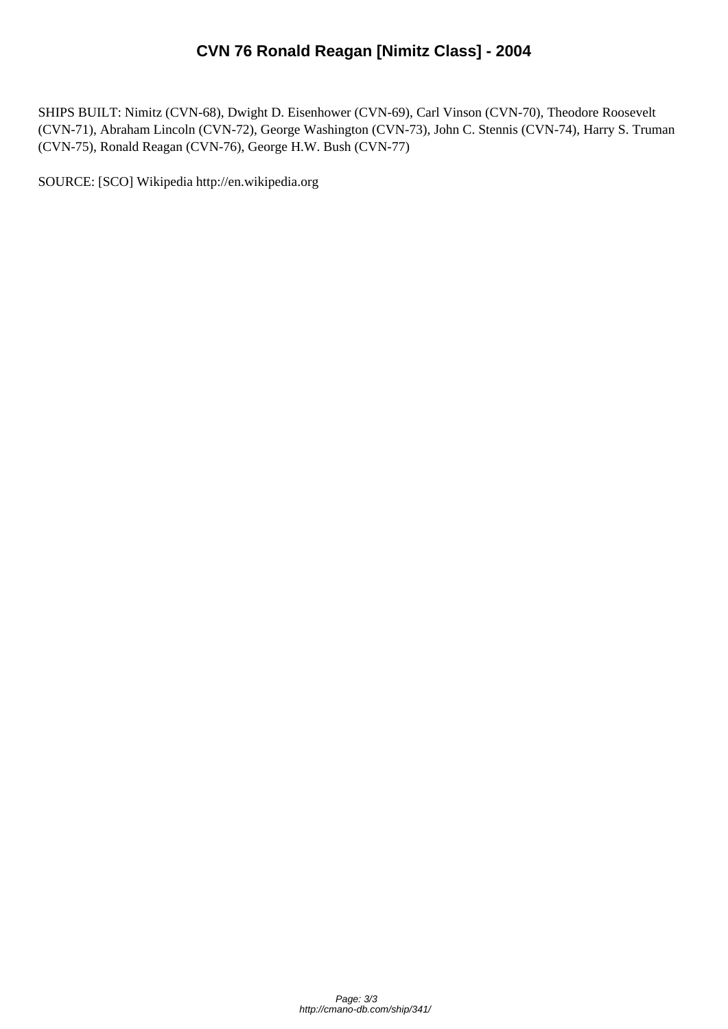SHIPS BUILT: Nimitz (CVN-68), Dwight D. Eisenhower (CVN-69), Carl Vinson (CVN-70), Theodore Roosevelt (CVN-71), Abraham Lincoln (CVN-72), George Washington (CVN-73), John C. Stennis (CVN-74), Harry S. Truman (CVN-75), Ronald Reagan (CVN-76), George H.W. Bush (CVN-77)

SOURCE: [SCO] Wikipedia http://en.wikipedia.org